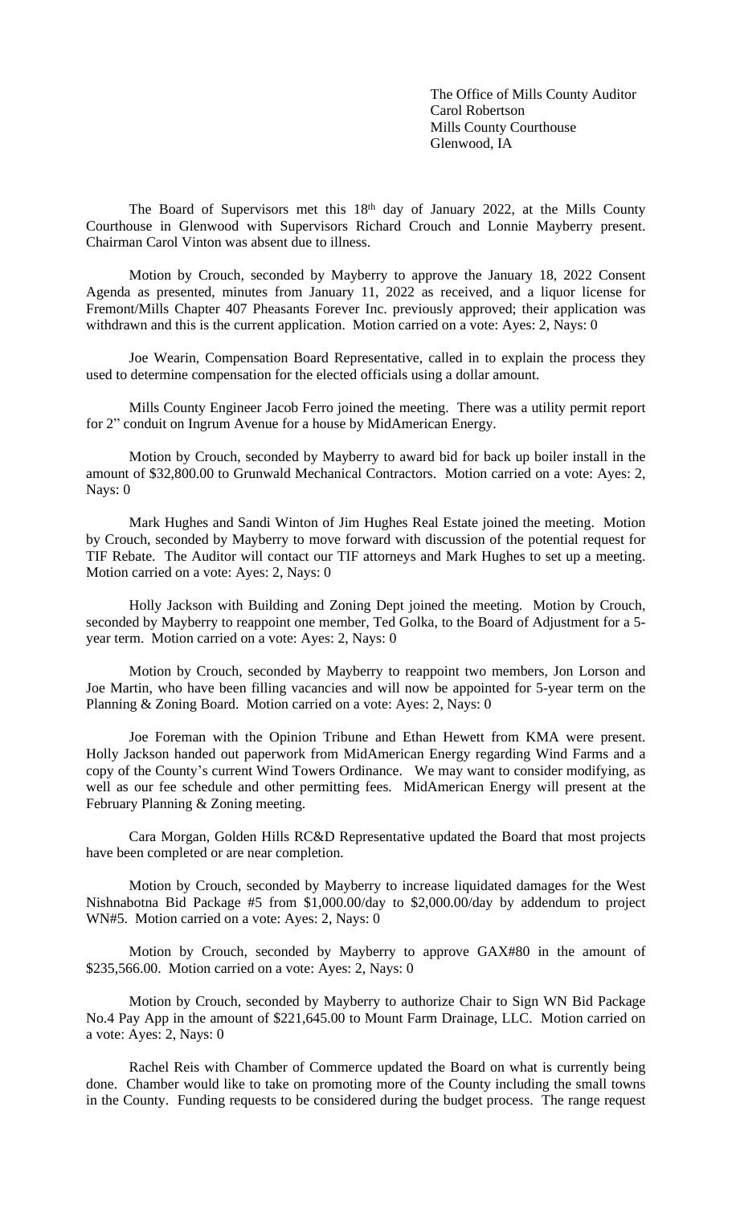The Office of Mills County Auditor
Carol Robertson
Mills County Courthouse
Glenwood, IA

The Board of Supervisors met this 18th day of January 2022, at the Mills County Courthouse in Glenwood with Supervisors Richard Crouch and Lonnie Mayberry present. Chairman Carol Vinton was absent due to illness.

Motion by Crouch, seconded by Mayberry to approve the January 18, 2022 Consent Agenda as presented, minutes from January 11, 2022 as received, and a liquor license for Fremont/Mills Chapter 407 Pheasants Forever Inc. previously approved; their application was withdrawn and this is the current application. Motion carried on a vote: Ayes: 2, Nays: 0

Joe Wearin, Compensation Board Representative, called in to explain the process they used to determine compensation for the elected officials using a dollar amount.

Mills County Engineer Jacob Ferro joined the meeting. There was a utility permit report for 2" conduit on Ingrum Avenue for a house by MidAmerican Energy.

Motion by Crouch, seconded by Mayberry to award bid for back up boiler install in the amount of $32,800.00 to Grunwald Mechanical Contractors. Motion carried on a vote: Ayes: 2, Nays: 0

Mark Hughes and Sandi Winton of Jim Hughes Real Estate joined the meeting. Motion by Crouch, seconded by Mayberry to move forward with discussion of the potential request for TIF Rebate. The Auditor will contact our TIF attorneys and Mark Hughes to set up a meeting. Motion carried on a vote: Ayes: 2, Nays: 0

Holly Jackson with Building and Zoning Dept joined the meeting. Motion by Crouch, seconded by Mayberry to reappoint one member, Ted Golka, to the Board of Adjustment for a 5-year term. Motion carried on a vote: Ayes: 2, Nays: 0

Motion by Crouch, seconded by Mayberry to reappoint two members, Jon Lorson and Joe Martin, who have been filling vacancies and will now be appointed for 5-year term on the Planning & Zoning Board. Motion carried on a vote: Ayes: 2, Nays: 0

Joe Foreman with the Opinion Tribune and Ethan Hewett from KMA were present. Holly Jackson handed out paperwork from MidAmerican Energy regarding Wind Farms and a copy of the County's current Wind Towers Ordinance. We may want to consider modifying, as well as our fee schedule and other permitting fees. MidAmerican Energy will present at the February Planning & Zoning meeting.

Cara Morgan, Golden Hills RC&D Representative updated the Board that most projects have been completed or are near completion.

Motion by Crouch, seconded by Mayberry to increase liquidated damages for the West Nishnabotna Bid Package #5 from $1,000.00/day to $2,000.00/day by addendum to project WN#5. Motion carried on a vote: Ayes: 2, Nays: 0

Motion by Crouch, seconded by Mayberry to approve GAX#80 in the amount of $235,566.00. Motion carried on a vote: Ayes: 2, Nays: 0

Motion by Crouch, seconded by Mayberry to authorize Chair to Sign WN Bid Package No.4 Pay App in the amount of $221,645.00 to Mount Farm Drainage, LLC. Motion carried on a vote: Ayes: 2, Nays: 0

Rachel Reis with Chamber of Commerce updated the Board on what is currently being done. Chamber would like to take on promoting more of the County including the small towns in the County. Funding requests to be considered during the budget process. The range request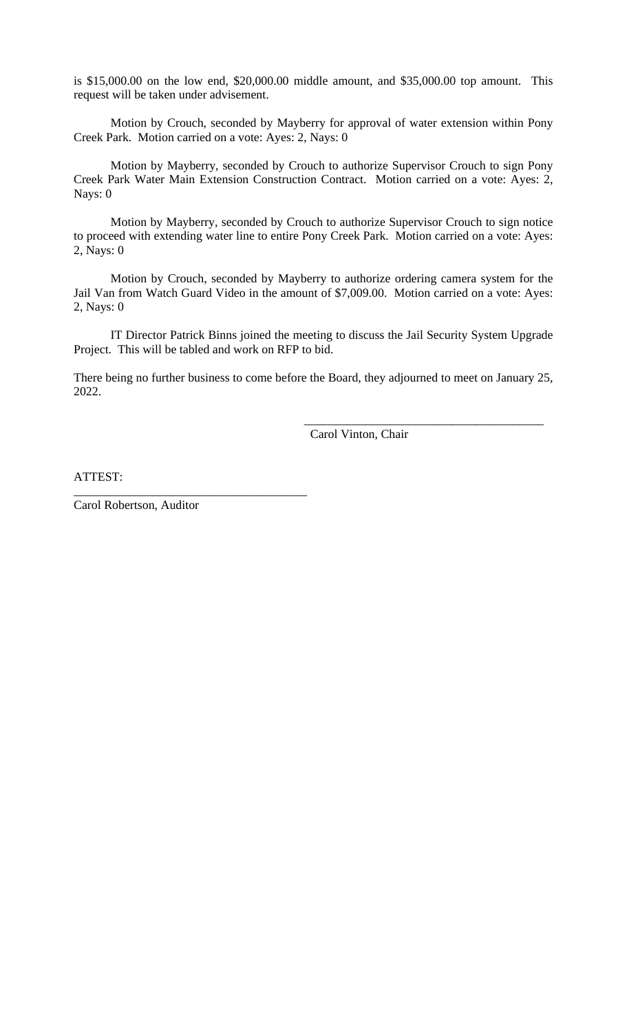is $15,000.00 on the low end, $20,000.00 middle amount, and $35,000.00 top amount. This request will be taken under advisement.

Motion by Crouch, seconded by Mayberry for approval of water extension within Pony Creek Park. Motion carried on a vote: Ayes: 2, Nays: 0

Motion by Mayberry, seconded by Crouch to authorize Supervisor Crouch to sign Pony Creek Park Water Main Extension Construction Contract. Motion carried on a vote: Ayes: 2, Nays: 0

Motion by Mayberry, seconded by Crouch to authorize Supervisor Crouch to sign notice to proceed with extending water line to entire Pony Creek Park. Motion carried on a vote: Ayes: 2, Nays: 0

Motion by Crouch, seconded by Mayberry to authorize ordering camera system for the Jail Van from Watch Guard Video in the amount of $7,009.00. Motion carried on a vote: Ayes: 2, Nays: 0

IT Director Patrick Binns joined the meeting to discuss the Jail Security System Upgrade Project. This will be tabled and work on RFP to bid.

There being no further business to come before the Board, they adjourned to meet on January 25, 2022.

\_\_\_\_\_\_\_\_\_\_\_\_\_\_\_\_\_\_\_\_\_\_\_\_\_\_\_\_\_\_\_\_\_\_\_\_\_\_\_\_

Carol Vinton, Chair

ATTEST:

\_\_\_\_\_\_\_\_\_\_\_\_\_\_\_\_\_\_\_\_\_\_\_\_\_\_\_\_\_\_\_\_\_\_\_\_\_\_\_\_

Carol Robertson, Auditor